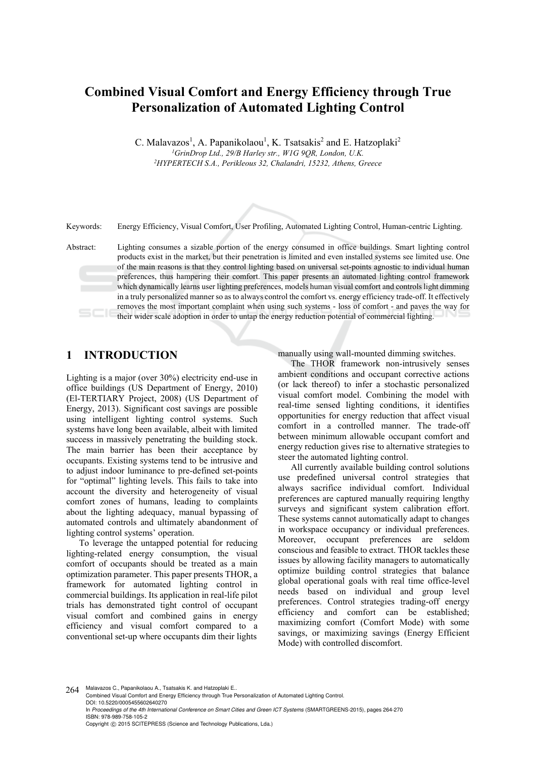# Combined Visual Comfort and Energy Efficiency through True Personalization of Automated Lighting Control

C. Malavazos[1], A. Papanikolaou[1], K. Tsatsakis[2] and E. Hatzoplaki[2]

[1]*GrinDrop Ltd., 29/B Harley str., W1G 9QR, London, U.K.*
[2]*HYPERTECH S.A., Perikleous 32, Chalandri, 15232, Athens, Greece*

Keywords: Energy Efficiency, Visual Comfort, User Profiling, Automated Lighting Control, Human-centric Lighting.

Abstract: Lighting consumes a sizable portion of the energy consumed in office buildings. Smart lighting control products exist in the market, but their penetration is limited and even installed systems see limited use. One of the main reasons is that they control lighting based on universal set-points agnostic to individual human preferences, thus hampering their comfort. This paper presents an automated lighting control framework which dynamically learns user lighting preferences, models human visual comfort and controls light dimming in a truly personalized manner so as to always control the comfort vs. energy efficiency trade-off. It effectively removes the most important complaint when using such systems - loss of comfort - and paves the way for their wider scale adoption in order to untap the energy reduction potential of commercial lighting.

## 1 INTRODUCTION

Lighting is a major (over 30%) electricity end-use in office buildings (US Department of Energy, 2010) (El-TERTIARY Project, 2008) (US Department of Energy, 2013). Significant cost savings are possible using intelligent lighting control systems. Such systems have long been available, albeit with limited success in massively penetrating the building stock. The main barrier has been their acceptance by occupants. Existing systems tend to be intrusive and to adjust indoor luminance to pre-defined set-points for "optimal" lighting levels. This fails to take into account the diversity and heterogeneity of visual comfort zones of humans, leading to complaints about the lighting adequacy, manual bypassing of automated controls and ultimately abandonment of lighting control systems' operation.

To leverage the untapped potential for reducing lighting-related energy consumption, the visual comfort of occupants should be treated as a main optimization parameter. This paper presents THOR, a framework for automated lighting control in commercial buildings. Its application in real-life pilot trials has demonstrated tight control of occupant visual comfort and combined gains in energy efficiency and visual comfort compared to a conventional set-up where occupants dim their lights manually using wall-mounted dimming switches.

The THOR framework non-intrusively senses ambient conditions and occupant corrective actions (or lack thereof) to infer a stochastic personalized visual comfort model. Combining the model with real-time sensed lighting conditions, it identifies opportunities for energy reduction that affect visual comfort in a controlled manner. The trade-off between minimum allowable occupant comfort and energy reduction gives rise to alternative strategies to steer the automated lighting control.

All currently available building control solutions use predefined universal control strategies that always sacrifice individual comfort. Individual preferences are captured manually requiring lengthy surveys and significant system calibration effort. These systems cannot automatically adapt to changes in workspace occupancy or individual preferences. Moreover, occupant preferences are seldom conscious and feasible to extract. THOR tackles these issues by allowing facility managers to automatically optimize building control strategies that balance global operational goals with real time office-level needs based on individual and group level preferences. Control strategies trading-off energy efficiency and comfort can be established; maximizing comfort (Comfort Mode) with some savings, or maximizing savings (Energy Efficient Mode) with controlled discomfort.

Malavazos C., Papanikolaou A., Tsatsakis K. and Hatzoplaki E..
Combined Visual Comfort and Energy Efficiency through True Personalization of Automated Lighting Control.
DOI: 10.5220/0005455602640270
In *Proceedings of the 4th International Conference on Smart Cities and Green ICT Systems* (SMARTGREENS-2015), pages 264-270
ISBN: 978-989-758-105-2
Copyright © 2015 SCITEPRESS (Science and Technology Publications, Lda.)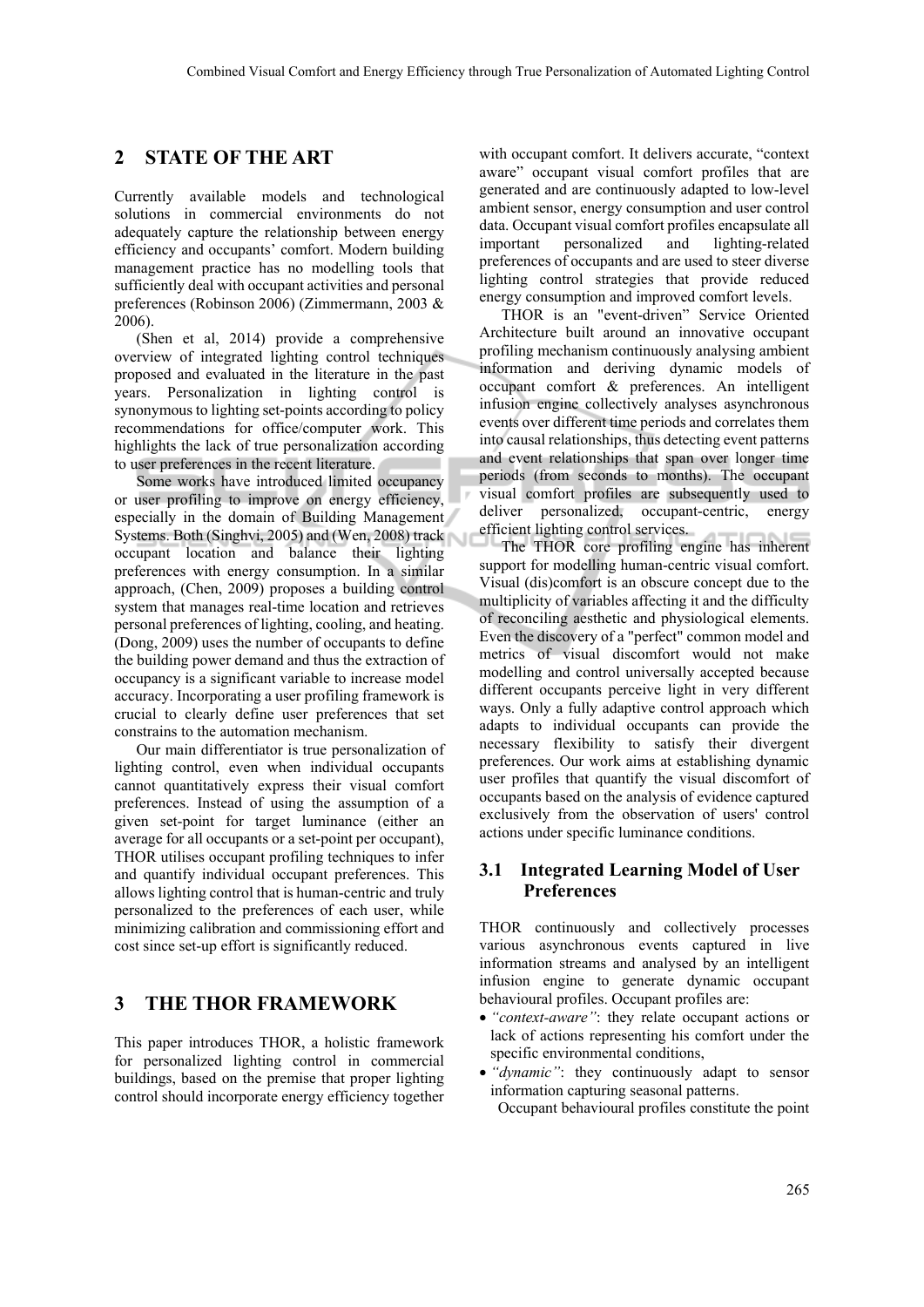## 2 STATE OF THE ART

Currently available models and technological solutions in commercial environments do not adequately capture the relationship between energy efficiency and occupants' comfort. Modern building management practice has no modelling tools that sufficiently deal with occupant activities and personal preferences (Robinson 2006) (Zimmermann, 2003 & 2006).

(Shen et al, 2014) provide a comprehensive overview of integrated lighting control techniques proposed and evaluated in the literature in the past years. Personalization in lighting control is synonymous to lighting set-points according to policy recommendations for office/computer work. This highlights the lack of true personalization according to user preferences in the recent literature.

Some works have introduced limited occupancy or user profiling to improve on energy efficiency, especially in the domain of Building Management Systems. Both (Singhvi, 2005) and (Wen, 2008) track occupant location and balance their lighting preferences with energy consumption. In a similar approach, (Chen, 2009) proposes a building control system that manages real-time location and retrieves personal preferences of lighting, cooling, and heating. (Dong, 2009) uses the number of occupants to define the building power demand and thus the extraction of occupancy is a significant variable to increase model accuracy. Incorporating a user profiling framework is crucial to clearly define user preferences that set constrains to the automation mechanism.

Our main differentiator is true personalization of lighting control, even when individual occupants cannot quantitatively express their visual comfort preferences. Instead of using the assumption of a given set-point for target luminance (either an average for all occupants or a set-point per occupant), THOR utilises occupant profiling techniques to infer and quantify individual occupant preferences. This allows lighting control that is human-centric and truly personalized to the preferences of each user, while minimizing calibration and commissioning effort and cost since set-up effort is significantly reduced.

## 3 THE THOR FRAMEWORK

This paper introduces THOR, a holistic framework for personalized lighting control in commercial buildings, based on the premise that proper lighting control should incorporate energy efficiency together with occupant comfort. It delivers accurate, "context aware" occupant visual comfort profiles that are generated and are continuously adapted to low-level ambient sensor, energy consumption and user control data. Occupant visual comfort profiles encapsulate all important personalized and lighting-related preferences of occupants and are used to steer diverse lighting control strategies that provide reduced energy consumption and improved comfort levels.

THOR is an "event-driven" Service Oriented Architecture built around an innovative occupant profiling mechanism continuously analysing ambient information and deriving dynamic models of occupant comfort & preferences. An intelligent infusion engine collectively analyses asynchronous events over different time periods and correlates them into causal relationships, thus detecting event patterns and event relationships that span over longer time periods (from seconds to months). The occupant visual comfort profiles are subsequently used to deliver personalized, occupant-centric, energy efficient lighting control services.

The THOR core profiling engine has inherent support for modelling human-centric visual comfort. Visual (dis)comfort is an obscure concept due to the multiplicity of variables affecting it and the difficulty of reconciling aesthetic and physiological elements. Even the discovery of a "perfect" common model and metrics of visual discomfort would not make modelling and control universally accepted because different occupants perceive light in very different ways. Only a fully adaptive control approach which adapts to individual occupants can provide the necessary flexibility to satisfy their divergent preferences. Our work aims at establishing dynamic user profiles that quantify the visual discomfort of occupants based on the analysis of evidence captured exclusively from the observation of users' control actions under specific luminance conditions.

### 3.1 Integrated Learning Model of User Preferences

THOR continuously and collectively processes various asynchronous events captured in live information streams and analysed by an intelligent infusion engine to generate dynamic occupant behavioural profiles. Occupant profiles are:

- *"context-aware"*: they relate occupant actions or lack of actions representing his comfort under the specific environmental conditions,
- *"dynamic"*: they continuously adapt to sensor information capturing seasonal patterns.

Occupant behavioural profiles constitute the point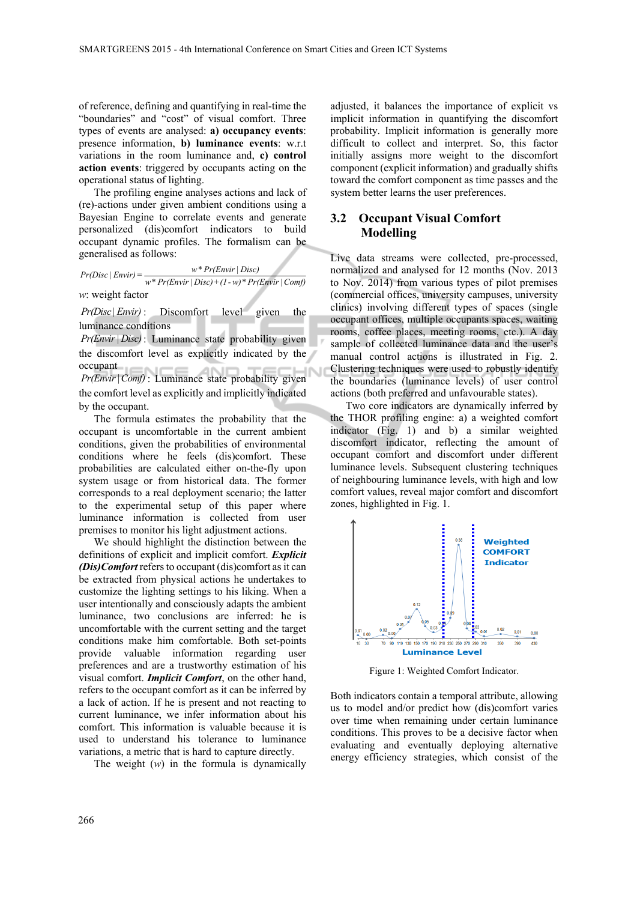of reference, defining and quantifying in real-time the "boundaries" and "cost" of visual comfort. Three types of events are analysed: **a) occupancy events**: presence information, **b) luminance events**: w.r.t variations in the room luminance and, **c) control action events**: triggered by occupants acting on the operational status of lighting.

The profiling engine analyses actions and lack of (re)-actions under given ambient conditions using a Bayesian Engine to correlate events and generate personalized (dis)comfort indicators to build occupant dynamic profiles. The formalism can be generalised as follows:

$$Pr(Disc\,|\,Envir) = \frac{w * Pr(Envir\,|\,Disc)}{w * Pr(Envir\,|\,Disc) + (1 - w) * Pr(Envir\,|\,Comf)}$$

$w$: weight factor

$Pr(Disc\,|\,Envir)$: Discomfort level given the luminance conditions

$Pr(Envir\,|\,Disc)$: Luminance state probability given the discomfort level as explicitly indicated by the occupant

$Pr(Envir\,|\,Comf)$: Luminance state probability given the comfort level as explicitly and implicitly indicated by the occupant.

The formula estimates the probability that the occupant is uncomfortable in the current ambient conditions, given the probabilities of environmental conditions where he feels (dis)comfort. These probabilities are calculated either on-the-fly upon system usage or from historical data. The former corresponds to a real deployment scenario; the latter to the experimental setup of this paper where luminance information is collected from user premises to monitor his light adjustment actions.

We should highlight the distinction between the definitions of explicit and implicit comfort. ***Explicit (Dis)Comfort*** refers to occupant (dis)comfort as it can be extracted from physical actions he undertakes to customize the lighting settings to his liking. When a user intentionally and consciously adapts the ambient luminance, two conclusions are inferred: he is uncomfortable with the current setting and the target conditions make him comfortable. Both set-points provide valuable information regarding user preferences and are a trustworthy estimation of his visual comfort. ***Implicit Comfort***, on the other hand, refers to the occupant comfort as it can be inferred by a lack of action. If he is present and not reacting to current luminance, we infer information about his comfort. This information is valuable because it is used to understand his tolerance to luminance variations, a metric that is hard to capture directly.

The weight ($w$) in the formula is dynamically adjusted, it balances the importance of explicit vs implicit information in quantifying the discomfort probability. Implicit information is generally more difficult to collect and interpret. So, this factor initially assigns more weight to the discomfort component (explicit information) and gradually shifts toward the comfort component as time passes and the system better learns the user preferences.

## 3.2 Occupant Visual Comfort Modelling

Live data streams were collected, pre-processed, normalized and analysed for 12 months (Nov. 2013 to Nov. 2014) from various types of pilot premises (commercial offices, university campuses, university clinics) involving different types of spaces (single occupant offices, multiple occupants spaces, waiting rooms, coffee places, meeting rooms, etc.). A day sample of collected luminance data and the user's manual control actions is illustrated in Fig. 2. Clustering techniques were used to robustly identify the boundaries (luminance levels) of user control actions (both preferred and unfavourable states).

Two core indicators are dynamically inferred by the THOR profiling engine: a) a weighted comfort indicator (Fig. 1) and b) a similar weighted discomfort indicator, reflecting the amount of occupant comfort and discomfort under different luminance levels. Subsequent clustering techniques of neighbouring luminance levels, with high and low comfort values, reveal major comfort and discomfort zones, highlighted in Fig. 1.

Figure 1: Weighted Comfort Indicator.

Both indicators contain a temporal attribute, allowing us to model and/or predict how (dis)comfort varies over time when remaining under certain luminance conditions. This proves to be a decisive factor when evaluating and eventually deploying alternative energy efficiency strategies, which consist of the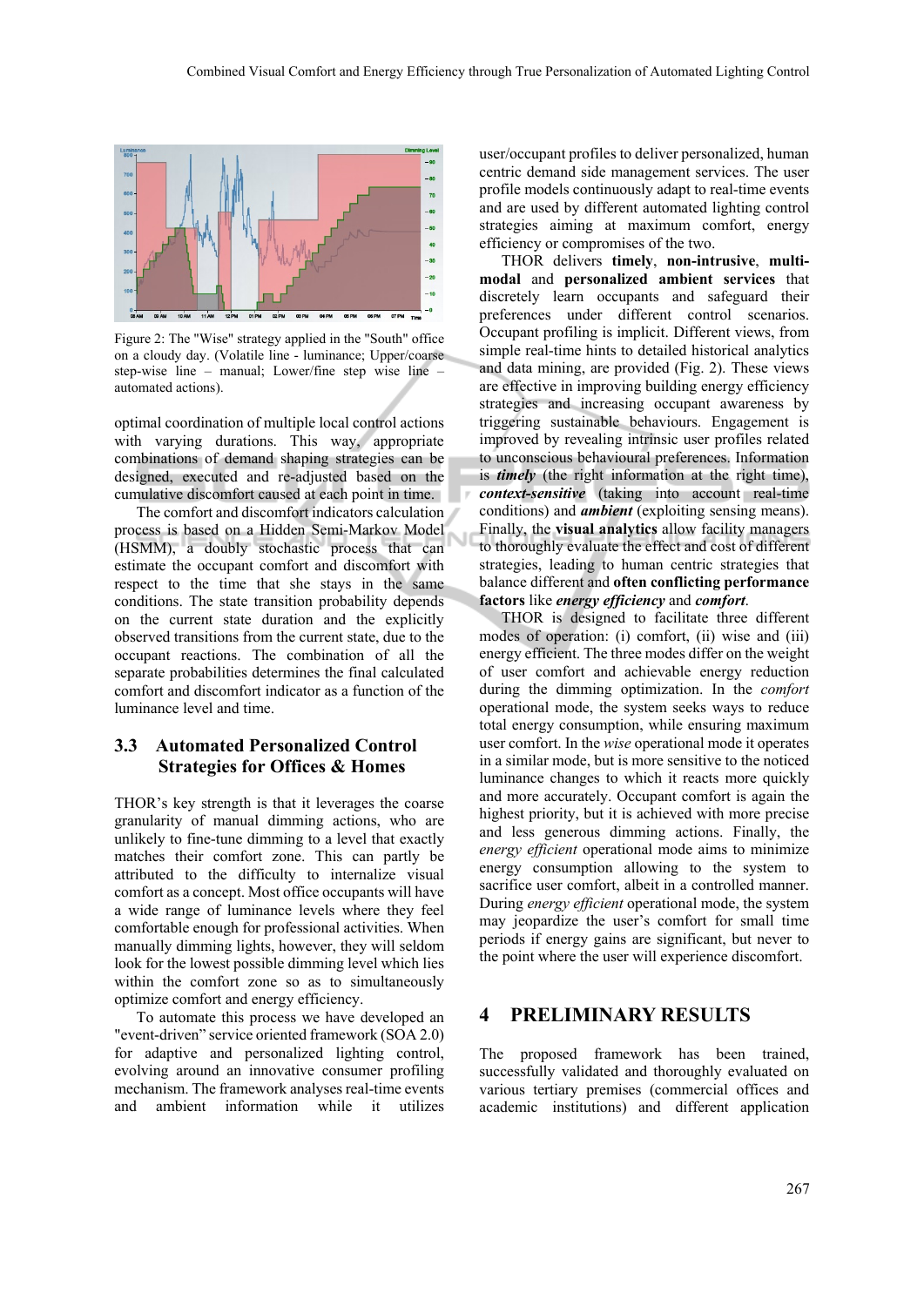Figure 2: The "Wise" strategy applied in the "South" office on a cloudy day. (Volatile line - luminance; Upper/coarse step-wise line – manual; Lower/fine step wise line – automated actions).

optimal coordination of multiple local control actions with varying durations. This way, appropriate combinations of demand shaping strategies can be designed, executed and re-adjusted based on the cumulative discomfort caused at each point in time.

The comfort and discomfort indicators calculation process is based on a Hidden Semi-Markov Model (HSMM), a doubly stochastic process that can estimate the occupant comfort and discomfort with respect to the time that she stays in the same conditions. The state transition probability depends on the current state duration and the explicitly observed transitions from the current state, due to the occupant reactions. The combination of all the separate probabilities determines the final calculated comfort and discomfort indicator as a function of the luminance level and time.

## 3.3 Automated Personalized Control Strategies for Offices & Homes

THOR's key strength is that it leverages the coarse granularity of manual dimming actions, who are unlikely to fine-tune dimming to a level that exactly matches their comfort zone. This can partly be attributed to the difficulty to internalize visual comfort as a concept. Most office occupants will have a wide range of luminance levels where they feel comfortable enough for professional activities. When manually dimming lights, however, they will seldom look for the lowest possible dimming level which lies within the comfort zone so as to simultaneously optimize comfort and energy efficiency.

To automate this process we have developed an "event-driven" service oriented framework (SOA 2.0) for adaptive and personalized lighting control, evolving around an innovative consumer profiling mechanism. The framework analyses real-time events and ambient information while it utilizes user/occupant profiles to deliver personalized, human centric demand side management services. The user profile models continuously adapt to real-time events and are used by different automated lighting control strategies aiming at maximum comfort, energy efficiency or compromises of the two.

THOR delivers **timely**, **non-intrusive**, **multi-modal** and **personalized ambient services** that discretely learn occupants and safeguard their preferences under different control scenarios. Occupant profiling is implicit. Different views, from simple real-time hints to detailed historical analytics and data mining, are provided (Fig. 2). These views are effective in improving building energy efficiency strategies and increasing occupant awareness by triggering sustainable behaviours. Engagement is improved by revealing intrinsic user profiles related to unconscious behavioural preferences. Information is ***timely*** (the right information at the right time), ***context-sensitive*** (taking into account real-time conditions) and ***ambient*** (exploiting sensing means). Finally, the **visual analytics** allow facility managers to thoroughly evaluate the effect and cost of different strategies, leading to human centric strategies that balance different and **often conflicting performance factors** like ***energy efficiency*** and ***comfort***.

THOR is designed to facilitate three different modes of operation: (i) comfort, (ii) wise and (iii) energy efficient. The three modes differ on the weight of user comfort and achievable energy reduction during the dimming optimization. In the *comfort* operational mode, the system seeks ways to reduce total energy consumption, while ensuring maximum user comfort. In the *wise* operational mode it operates in a similar mode, but is more sensitive to the noticed luminance changes to which it reacts more quickly and more accurately. Occupant comfort is again the highest priority, but it is achieved with more precise and less generous dimming actions. Finally, the *energy efficient* operational mode aims to minimize energy consumption allowing to the system to sacrifice user comfort, albeit in a controlled manner. During *energy efficient* operational mode, the system may jeopardize the user's comfort for small time periods if energy gains are significant, but never to the point where the user will experience discomfort.

# 4 PRELIMINARY RESULTS

The proposed framework has been trained, successfully validated and thoroughly evaluated on various tertiary premises (commercial offices and academic institutions) and different application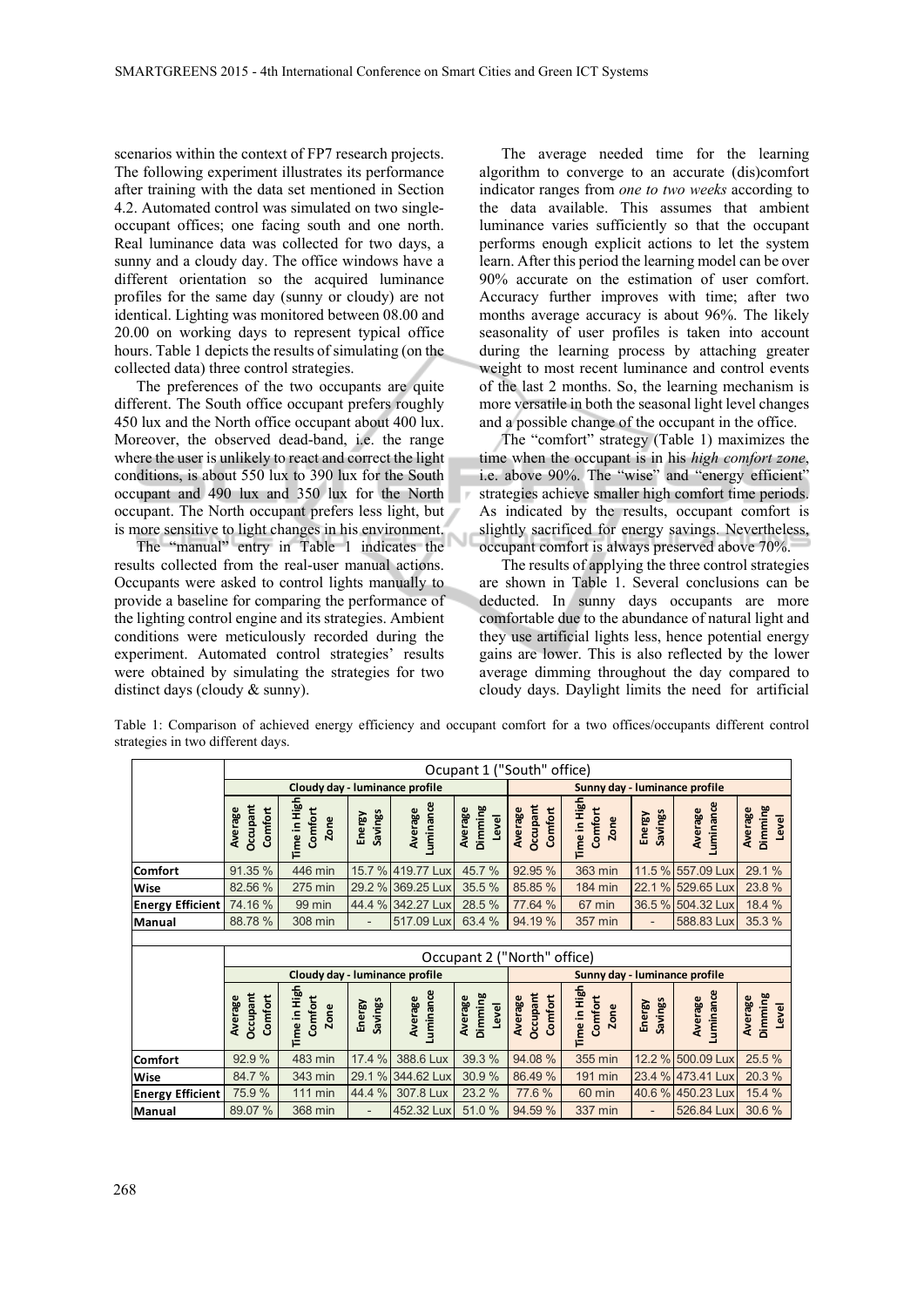scenarios within the context of FP7 research projects. The following experiment illustrates its performance after training with the data set mentioned in Section 4.2. Automated control was simulated on two single-occupant offices; one facing south and one north. Real luminance data was collected for two days, a sunny and a cloudy day. The office windows have a different orientation so the acquired luminance profiles for the same day (sunny or cloudy) are not identical. Lighting was monitored between 08.00 and 20.00 on working days to represent typical office hours. Table 1 depicts the results of simulating (on the collected data) three control strategies.

The preferences of the two occupants are quite different. The South office occupant prefers roughly 450 lux and the North office occupant about 400 lux. Moreover, the observed dead-band, i.e. the range where the user is unlikely to react and correct the light conditions, is about 550 lux to 390 lux for the South occupant and 490 lux and 350 lux for the North occupant. The North occupant prefers less light, but is more sensitive to light changes in his environment.

The "manual" entry in Table 1 indicates the results collected from the real-user manual actions. Occupants were asked to control lights manually to provide a baseline for comparing the performance of the lighting control engine and its strategies. Ambient conditions were meticulously recorded during the experiment. Automated control strategies' results were obtained by simulating the strategies for two distinct days (cloudy & sunny).

The average needed time for the learning algorithm to converge to an accurate (dis)comfort indicator ranges from *one to two weeks* according to the data available. This assumes that ambient luminance varies sufficiently so that the occupant performs enough explicit actions to let the system learn. After this period the learning model can be over 90% accurate on the estimation of user comfort. Accuracy further improves with time; after two months average accuracy is about 96%. The likely seasonality of user profiles is taken into account during the learning process by attaching greater weight to most recent luminance and control events of the last 2 months. So, the learning mechanism is more versatile in both the seasonal light level changes and a possible change of the occupant in the office.

The "comfort" strategy (Table 1) maximizes the time when the occupant is in his *high comfort zone*, i.e. above 90%. The "wise" and "energy efficient" strategies achieve smaller high comfort time periods. As indicated by the results, occupant comfort is slightly sacrificed for energy savings. Nevertheless, occupant comfort is always preserved above 70%.

The results of applying the three control strategies are shown in Table 1. Several conclusions can be deducted. In sunny days occupants are more comfortable due to the abundance of natural light and they use artificial lights less, hence potential energy gains are lower. This is also reflected by the lower average dimming throughout the day compared to cloudy days. Daylight limits the need for artificial

Table 1: Comparison of achieved energy efficiency and occupant comfort for a two offices/occupants different control strategies in two different days.

| | Ocupant 1 ("South" office) | | | | | | | | | |
|---|---|---|---|---|---|---|---|---|---|---|
| | Cloudy day - luminance profile | | | | | Sunny day - luminance profile | | | | |
| | Average Occupant Comfort | Time in High Comfort Zone | Energy Savings | Average Luminance | Average Dimming Level | Average Occupant Comfort | Time in High Comfort Zone | Energy Savings | Average Luminance | Average Dimming Level |
| **Comfort** | 91.35 % | 446 min | 15.7 % | 419.77 Lux | 45.7 % | 92.95 % | 363 min | 11.5 % | 557.09 Lux | 29.1 % |
| **Wise** | 82.56 % | 275 min | 29.2 % | 369.25 Lux | 35.5 % | 85.85 % | 184 min | 22.1 % | 529.65 Lux | 23.8 % |
| **Energy Efficient** | 74.16 % | 99 min | 44.4 % | 342.27 Lux | 28.5 % | 77.64 % | 67 min | 36.5 % | 504.32 Lux | 18.4 % |
| **Manual** | 88.78 % | 308 min | - | 517.09 Lux | 63.4 % | 94.19 % | 357 min | - | 588.83 Lux | 35.3 % |

| | Occupant 2 ("North" office) | | | | | | | | | |
|---|---|---|---|---|---|---|---|---|---|---|
| | Cloudy day - luminance profile | | | | | Sunny day - luminance profile | | | | |
| | Average Occupant Comfort | Time in High Comfort Zone | Energy Savings | Average Luminance | Average Dimming Level | Average Occupant Comfort | Time in High Comfort Zone | Energy Savings | Average Luminance | Average Dimming Level |
| **Comfort** | 92.9 % | 483 min | 17.4 % | 388.6 Lux | 39.3 % | 94.08 % | 355 min | 12.2 % | 500.09 Lux | 25.5 % |
| **Wise** | 84.7 % | 343 min | 29.1 % | 344.62 Lux | 30.9 % | 86.49 % | 191 min | 23.4 % | 473.41 Lux | 20.3 % |
| **Energy Efficient** | 75.9 % | 111 min | 44.4 % | 307.8 Lux | 23.2 % | 77.6 % | 60 min | 40.6 % | 450.23 Lux | 15.4 % |
| **Manual** | 89.07 % | 368 min | - | 452.32 Lux | 51.0 % | 94.59 % | 337 min | - | 526.84 Lux | 30.6 % |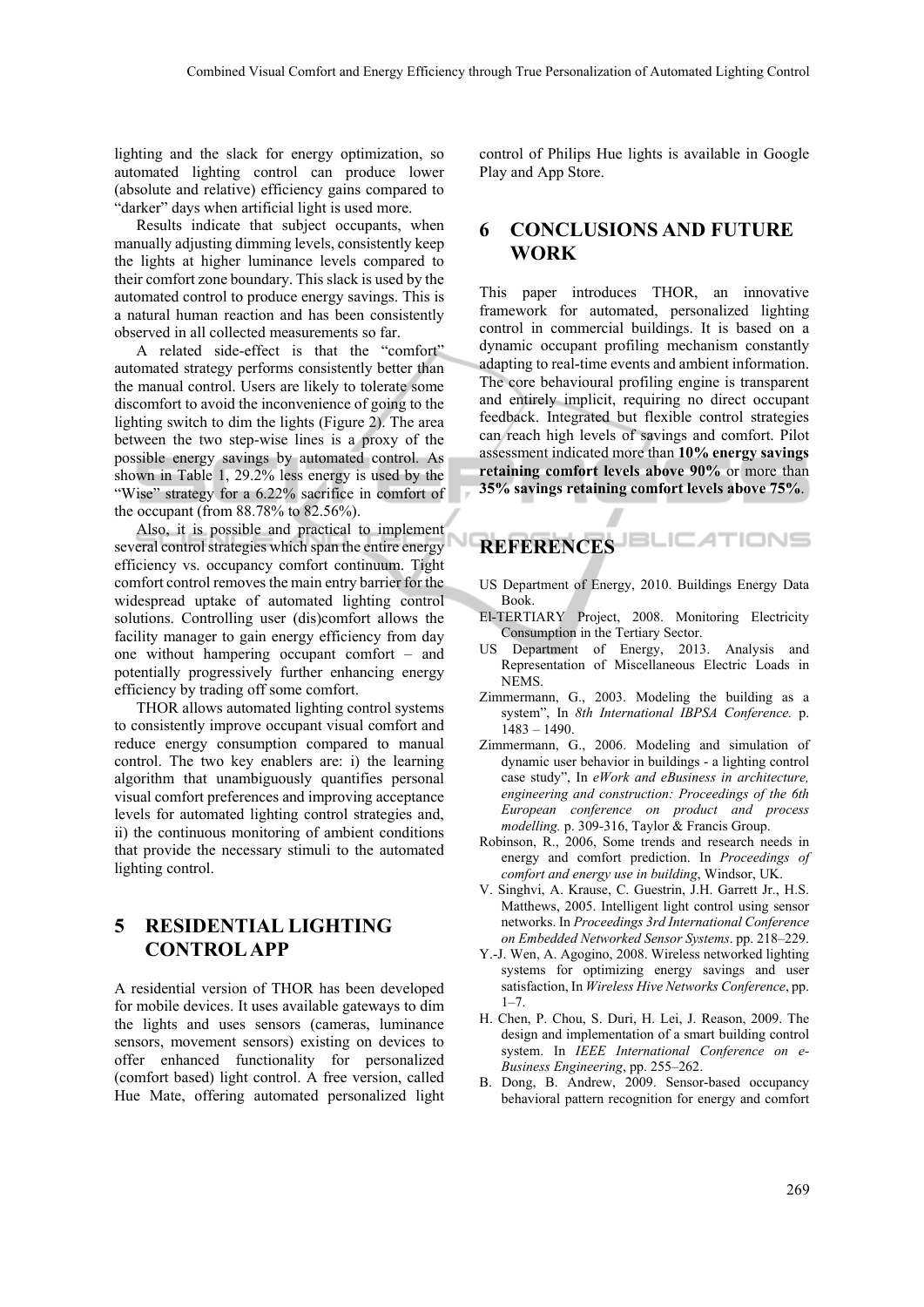lighting and the slack for energy optimization, so automated lighting control can produce lower (absolute and relative) efficiency gains compared to "darker" days when artificial light is used more.

Results indicate that subject occupants, when manually adjusting dimming levels, consistently keep the lights at higher luminance levels compared to their comfort zone boundary. This slack is used by the automated control to produce energy savings. This is a natural human reaction and has been consistently observed in all collected measurements so far.

A related side-effect is that the "comfort" automated strategy performs consistently better than the manual control. Users are likely to tolerate some discomfort to avoid the inconvenience of going to the lighting switch to dim the lights (Figure 2). The area between the two step-wise lines is a proxy of the possible energy savings by automated control. As shown in Table 1, 29.2% less energy is used by the "Wise" strategy for a 6.22% sacrifice in comfort of the occupant (from 88.78% to 82.56%).

Also, it is possible and practical to implement several control strategies which span the entire energy efficiency vs. occupancy comfort continuum. Tight comfort control removes the main entry barrier for the widespread uptake of automated lighting control solutions. Controlling user (dis)comfort allows the facility manager to gain energy efficiency from day one without hampering occupant comfort – and potentially progressively further enhancing energy efficiency by trading off some comfort.

THOR allows automated lighting control systems to consistently improve occupant visual comfort and reduce energy consumption compared to manual control. The two key enablers are: i) the learning algorithm that unambiguously quantifies personal visual comfort preferences and improving acceptance levels for automated lighting control strategies and, ii) the continuous monitoring of ambient conditions that provide the necessary stimuli to the automated lighting control.

# 5 RESIDENTIAL LIGHTING CONTROL APP

A residential version of THOR has been developed for mobile devices. It uses available gateways to dim the lights and uses sensors (cameras, luminance sensors, movement sensors) existing on devices to offer enhanced functionality for personalized (comfort based) light control. A free version, called Hue Mate, offering automated personalized light control of Philips Hue lights is available in Google Play and App Store.

# 6 CONCLUSIONS AND FUTURE WORK

This paper introduces THOR, an innovative framework for automated, personalized lighting control in commercial buildings. It is based on a dynamic occupant profiling mechanism constantly adapting to real-time events and ambient information. The core behavioural profiling engine is transparent and entirely implicit, requiring no direct occupant feedback. Integrated but flexible control strategies can reach high levels of savings and comfort. Pilot assessment indicated more than **10% energy savings retaining comfort levels above 90%** or more than **35% savings retaining comfort levels above 75%**.

# REFERENCES

US Department of Energy, 2010. Buildings Energy Data Book.

El-TERTIARY Project, 2008. Monitoring Electricity Consumption in the Tertiary Sector.

US Department of Energy, 2013. Analysis and Representation of Miscellaneous Electric Loads in NEMS.

Zimmermann, G., 2003. Modeling the building as a system", In *8th International IBPSA Conference.* p. 1483 – 1490.

Zimmermann, G., 2006. Modeling and simulation of dynamic user behavior in buildings - a lighting control case study", In *eWork and eBusiness in architecture, engineering and construction: Proceedings of the 6th European conference on product and process modelling.* p. 309-316, Taylor & Francis Group.

Robinson, R., 2006, Some trends and research needs in energy and comfort prediction. In *Proceedings of comfort and energy use in building*, Windsor, UK.

V. Singhvi, A. Krause, C. Guestrin, J.H. Garrett Jr., H.S. Matthews, 2005. Intelligent light control using sensor networks. In *Proceedings 3rd International Conference on Embedded Networked Sensor Systems*. pp. 218–229.

Y.-J. Wen, A. Agogino, 2008. Wireless networked lighting systems for optimizing energy savings and user satisfaction, In *Wireless Hive Networks Conference*, pp. 1–7.

H. Chen, P. Chou, S. Duri, H. Lei, J. Reason, 2009. The design and implementation of a smart building control system. In *IEEE International Conference on e-Business Engineering*, pp. 255–262.

B. Dong, B. Andrew, 2009. Sensor-based occupancy behavioral pattern recognition for energy and comfort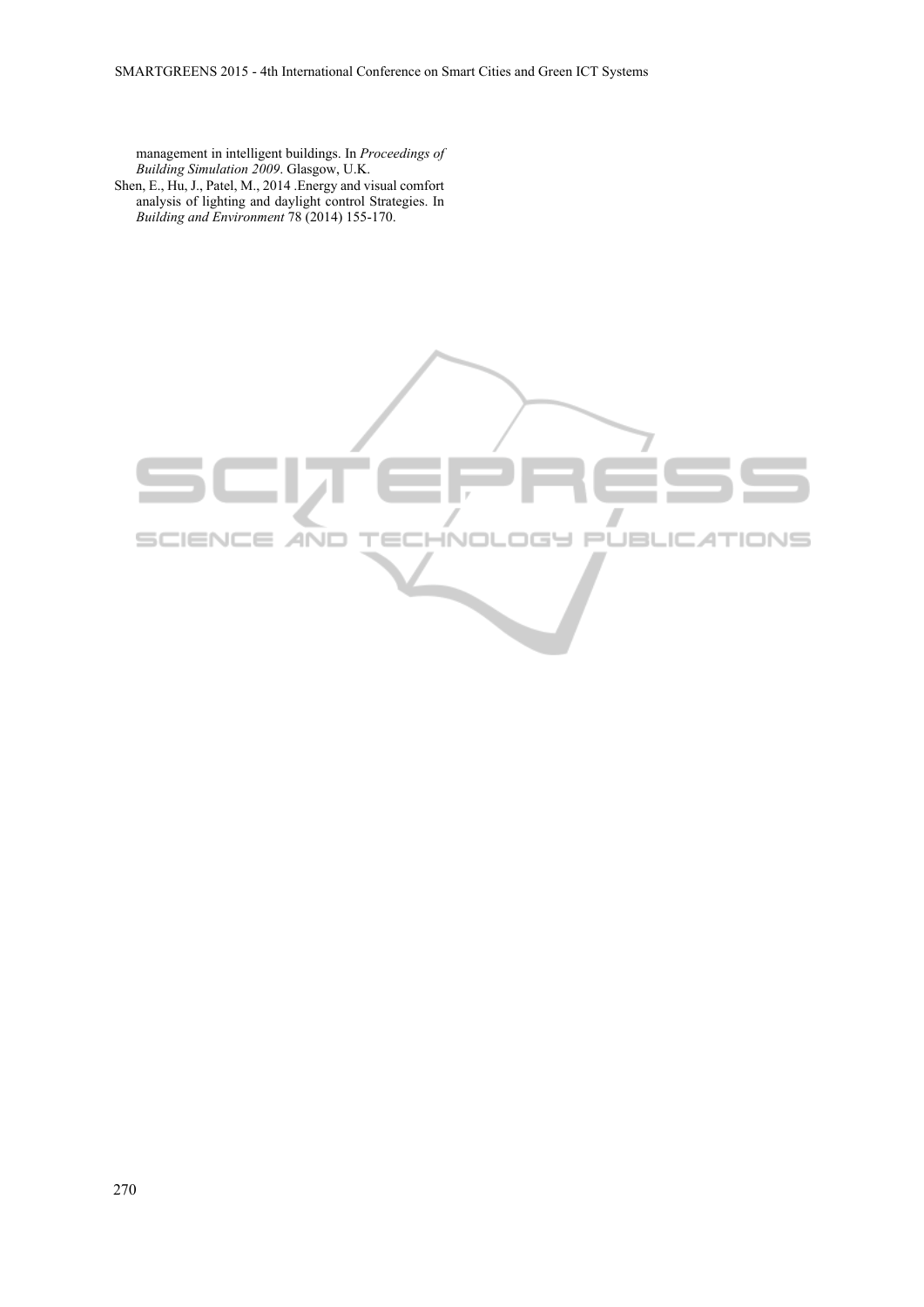management in intelligent buildings. In *Proceedings of Building Simulation 2009*. Glasgow, U.K.

Shen, E., Hu, J., Patel, M., 2014 .Energy and visual comfort analysis of lighting and daylight control Strategies. In *Building and Environment* 78 (2014) 155-170.